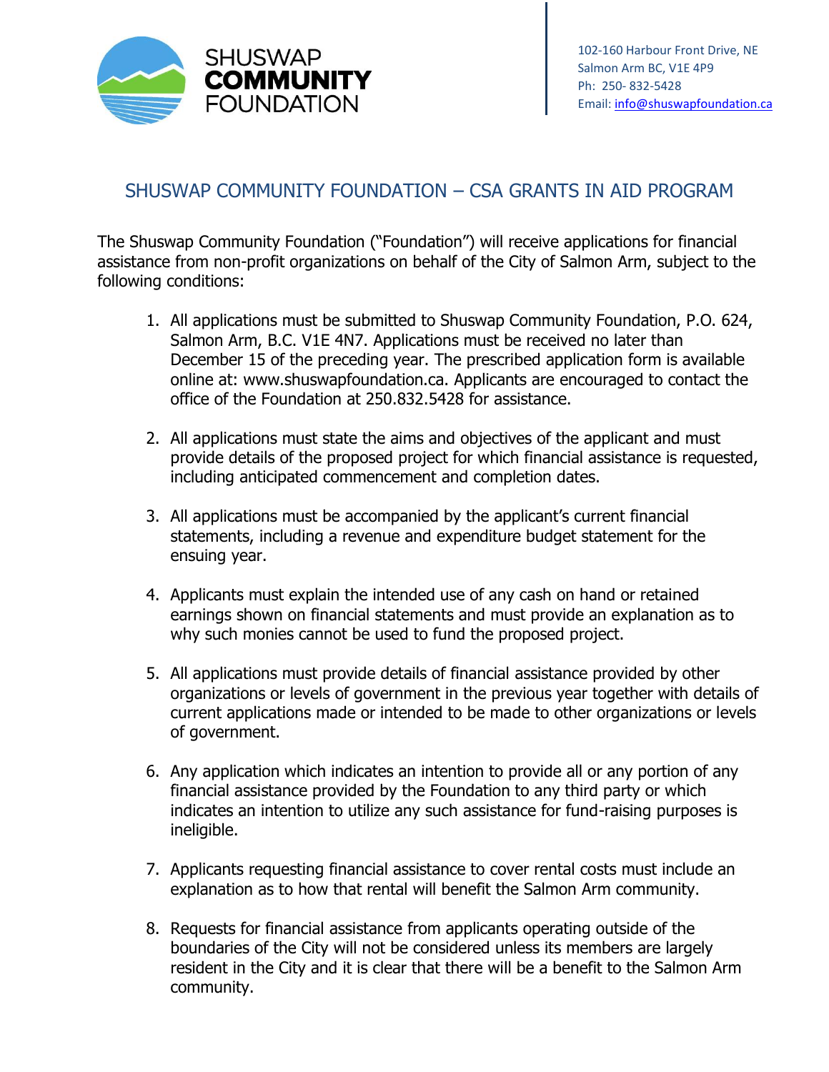SHUSWAP **COMMUNITY** FOUNDATION

102-160 Harbour Front Drive, NE
Salmon Arm BC, V1E 4P9
Ph: 250- 832-5428
Email: info@shuswapfoundation.ca

## SHUSWAP COMMUNITY FOUNDATION – CSA GRANTS IN AID PROGRAM

The Shuswap Community Foundation ("Foundation") will receive applications for financial assistance from non-profit organizations on behalf of the City of Salmon Arm, subject to the following conditions:

1. All applications must be submitted to Shuswap Community Foundation, P.O. 624, Salmon Arm, B.C. V1E 4N7. Applications must be received no later than December 15 of the preceding year. The prescribed application form is available online at: www.shuswapfoundation.ca. Applicants are encouraged to contact the office of the Foundation at 250.832.5428 for assistance.

2. All applications must state the aims and objectives of the applicant and must provide details of the proposed project for which financial assistance is requested, including anticipated commencement and completion dates.

3. All applications must be accompanied by the applicant's current financial statements, including a revenue and expenditure budget statement for the ensuing year.

4. Applicants must explain the intended use of any cash on hand or retained earnings shown on financial statements and must provide an explanation as to why such monies cannot be used to fund the proposed project.

5. All applications must provide details of financial assistance provided by other organizations or levels of government in the previous year together with details of current applications made or intended to be made to other organizations or levels of government.

6. Any application which indicates an intention to provide all or any portion of any financial assistance provided by the Foundation to any third party or which indicates an intention to utilize any such assistance for fund-raising purposes is ineligible.

7. Applicants requesting financial assistance to cover rental costs must include an explanation as to how that rental will benefit the Salmon Arm community.

8. Requests for financial assistance from applicants operating outside of the boundaries of the City will not be considered unless its members are largely resident in the City and it is clear that there will be a benefit to the Salmon Arm community.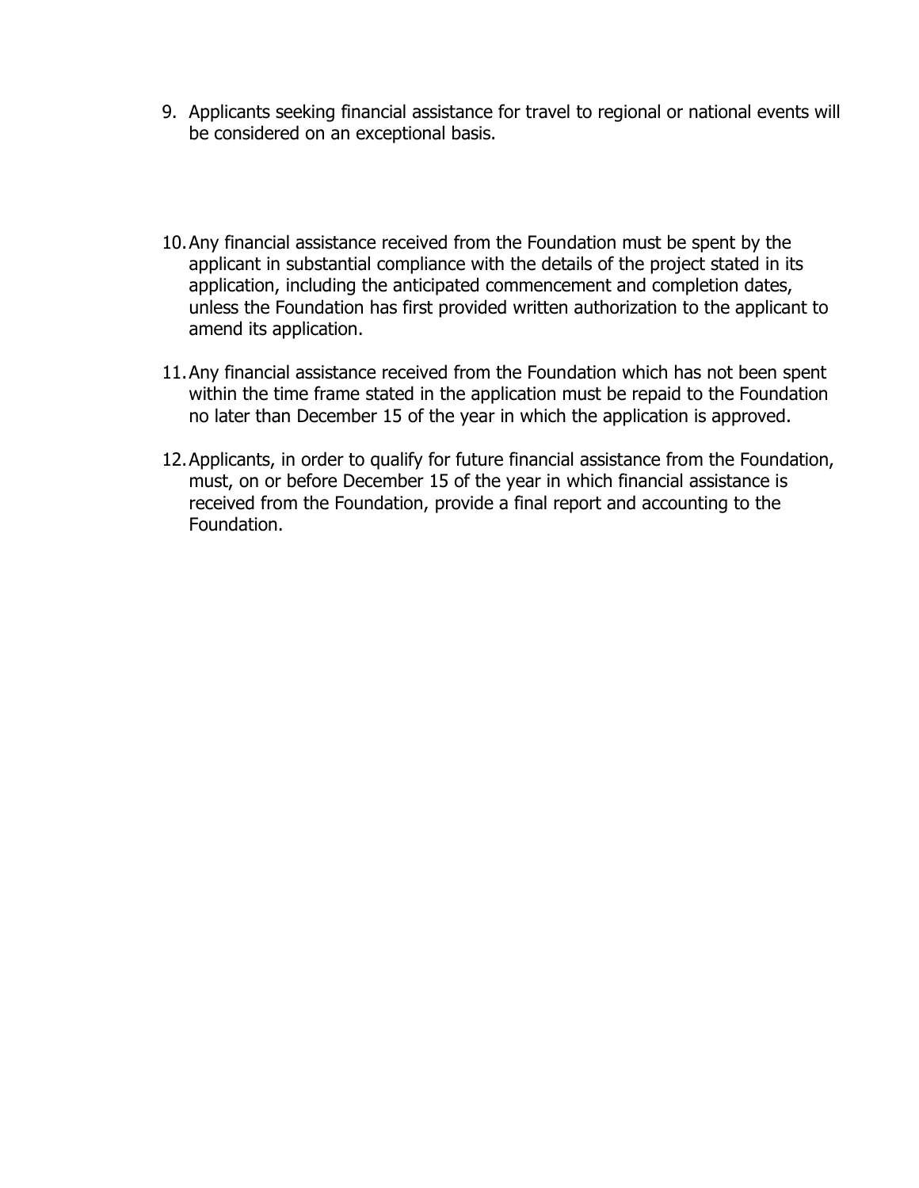9. Applicants seeking financial assistance for travel to regional or national events will be considered on an exceptional basis.

10. Any financial assistance received from the Foundation must be spent by the applicant in substantial compliance with the details of the project stated in its application, including the anticipated commencement and completion dates, unless the Foundation has first provided written authorization to the applicant to amend its application.

11. Any financial assistance received from the Foundation which has not been spent within the time frame stated in the application must be repaid to the Foundation no later than December 15 of the year in which the application is approved.

12. Applicants, in order to qualify for future financial assistance from the Foundation, must, on or before December 15 of the year in which financial assistance is received from the Foundation, provide a final report and accounting to the Foundation.